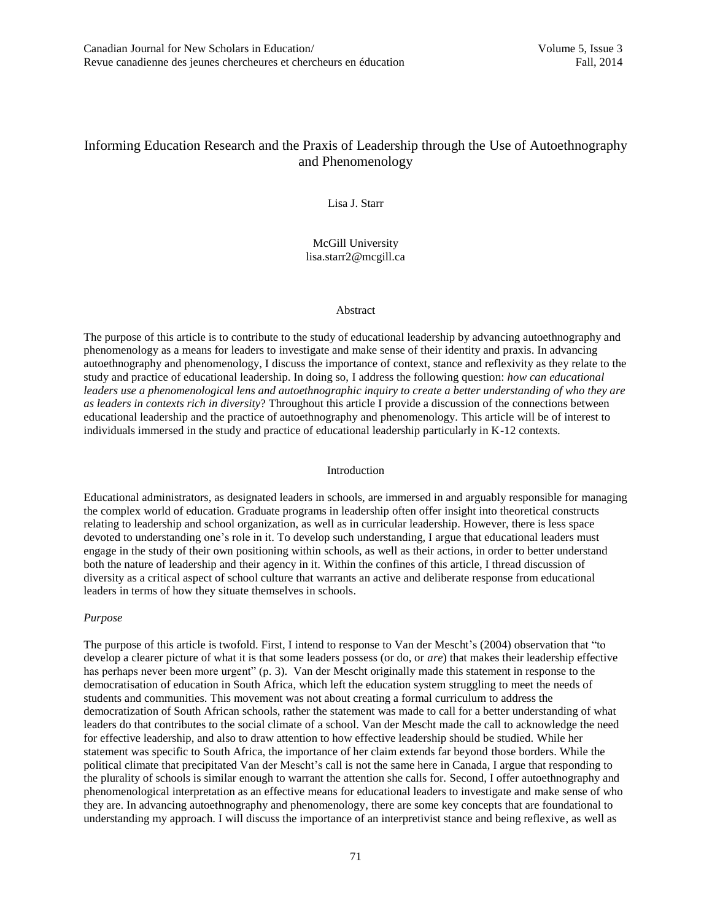# Informing Education Research and the Praxis of Leadership through the Use of Autoethnography and Phenomenology

Lisa J. Starr

McGill University
lisa.starr2@mcgill.ca

## Abstract

The purpose of this article is to contribute to the study of educational leadership by advancing autoethnography and phenomenology as a means for leaders to investigate and make sense of their identity and praxis. In advancing autoethnography and phenomenology, I discuss the importance of context, stance and reflexivity as they relate to the study and practice of educational leadership. In doing so, I address the following question: *how can educational leaders use a phenomenological lens and autoethnographic inquiry to create a better understanding of who they are as leaders in contexts rich in diversity*? Throughout this article I provide a discussion of the connections between educational leadership and the practice of autoethnography and phenomenology. This article will be of interest to individuals immersed in the study and practice of educational leadership particularly in K-12 contexts.

## Introduction

Educational administrators, as designated leaders in schools, are immersed in and arguably responsible for managing the complex world of education. Graduate programs in leadership often offer insight into theoretical constructs relating to leadership and school organization, as well as in curricular leadership. However, there is less space devoted to understanding one's role in it. To develop such understanding, I argue that educational leaders must engage in the study of their own positioning within schools, as well as their actions, in order to better understand both the nature of leadership and their agency in it. Within the confines of this article, I thread discussion of diversity as a critical aspect of school culture that warrants an active and deliberate response from educational leaders in terms of how they situate themselves in schools.

### *Purpose*

The purpose of this article is twofold. First, I intend to response to Van der Mescht's (2004) observation that "to develop a clearer picture of what it is that some leaders possess (or do, or *are*) that makes their leadership effective has perhaps never been more urgent" (p. 3). Van der Mescht originally made this statement in response to the democratisation of education in South Africa, which left the education system struggling to meet the needs of students and communities. This movement was not about creating a formal curriculum to address the democratization of South African schools, rather the statement was made to call for a better understanding of what leaders do that contributes to the social climate of a school. Van der Mescht made the call to acknowledge the need for effective leadership, and also to draw attention to how effective leadership should be studied. While her statement was specific to South Africa, the importance of her claim extends far beyond those borders. While the political climate that precipitated Van der Mescht's call is not the same here in Canada, I argue that responding to the plurality of schools is similar enough to warrant the attention she calls for. Second, I offer autoethnography and phenomenological interpretation as an effective means for educational leaders to investigate and make sense of who they are. In advancing autoethnography and phenomenology, there are some key concepts that are foundational to understanding my approach. I will discuss the importance of an interpretivist stance and being reflexive, as well as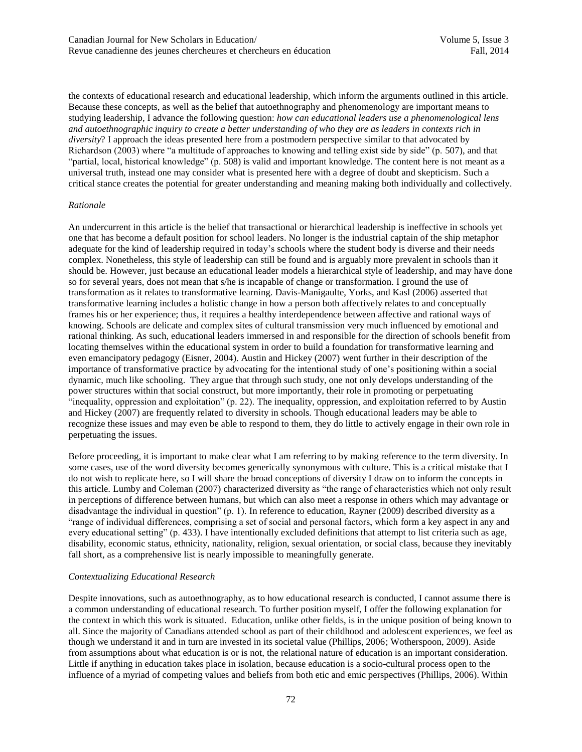the contexts of educational research and educational leadership, which inform the arguments outlined in this article. Because these concepts, as well as the belief that autoethnography and phenomenology are important means to studying leadership, I advance the following question: *how can educational leaders use a phenomenological lens and autoethnographic inquiry to create a better understanding of who they are as leaders in contexts rich in diversity*? I approach the ideas presented here from a postmodern perspective similar to that advocated by Richardson (2003) where "a multitude of approaches to knowing and telling exist side by side" (p. 507), and that "partial, local, historical knowledge" (p. 508) is valid and important knowledge. The content here is not meant as a universal truth, instead one may consider what is presented here with a degree of doubt and skepticism. Such a critical stance creates the potential for greater understanding and meaning making both individually and collectively.

### *Rationale*

An undercurrent in this article is the belief that transactional or hierarchical leadership is ineffective in schools yet one that has become a default position for school leaders. No longer is the industrial captain of the ship metaphor adequate for the kind of leadership required in today's schools where the student body is diverse and their needs complex. Nonetheless, this style of leadership can still be found and is arguably more prevalent in schools than it should be. However, just because an educational leader models a hierarchical style of leadership, and may have done so for several years, does not mean that s/he is incapable of change or transformation. I ground the use of transformation as it relates to transformative learning. Davis-Manigaulte, Yorks, and Kasl (2006) asserted that transformative learning includes a holistic change in how a person both affectively relates to and conceptually frames his or her experience; thus, it requires a healthy interdependence between affective and rational ways of knowing. Schools are delicate and complex sites of cultural transmission very much influenced by emotional and rational thinking. As such, educational leaders immersed in and responsible for the direction of schools benefit from locating themselves within the educational system in order to build a foundation for transformative learning and even emancipatory pedagogy (Eisner, 2004). Austin and Hickey (2007) went further in their description of the importance of transformative practice by advocating for the intentional study of one's positioning within a social dynamic, much like schooling. They argue that through such study, one not only develops understanding of the power structures within that social construct, but more importantly, their role in promoting or perpetuating "inequality, oppression and exploitation" (p. 22). The inequality, oppression, and exploitation referred to by Austin and Hickey (2007) are frequently related to diversity in schools. Though educational leaders may be able to recognize these issues and may even be able to respond to them, they do little to actively engage in their own role in perpetuating the issues.

Before proceeding, it is important to make clear what I am referring to by making reference to the term diversity. In some cases, use of the word diversity becomes generically synonymous with culture. This is a critical mistake that I do not wish to replicate here, so I will share the broad conceptions of diversity I draw on to inform the concepts in this article. Lumby and Coleman (2007) characterized diversity as "the range of characteristics which not only result in perceptions of difference between humans, but which can also meet a response in others which may advantage or disadvantage the individual in question" (p. 1). In reference to education, Rayner (2009) described diversity as a "range of individual differences, comprising a set of social and personal factors, which form a key aspect in any and every educational setting" (p. 433). I have intentionally excluded definitions that attempt to list criteria such as age, disability, economic status, ethnicity, nationality, religion, sexual orientation, or social class, because they inevitably fall short, as a comprehensive list is nearly impossible to meaningfully generate.

### *Contextualizing Educational Research*

Despite innovations, such as autoethnography, as to how educational research is conducted, I cannot assume there is a common understanding of educational research. To further position myself, I offer the following explanation for the context in which this work is situated. Education, unlike other fields, is in the unique position of being known to all. Since the majority of Canadians attended school as part of their childhood and adolescent experiences, we feel as though we understand it and in turn are invested in its societal value (Phillips, 2006; Wotherspoon, 2009). Aside from assumptions about what education is or is not, the relational nature of education is an important consideration. Little if anything in education takes place in isolation, because education is a socio-cultural process open to the influence of a myriad of competing values and beliefs from both etic and emic perspectives (Phillips, 2006). Within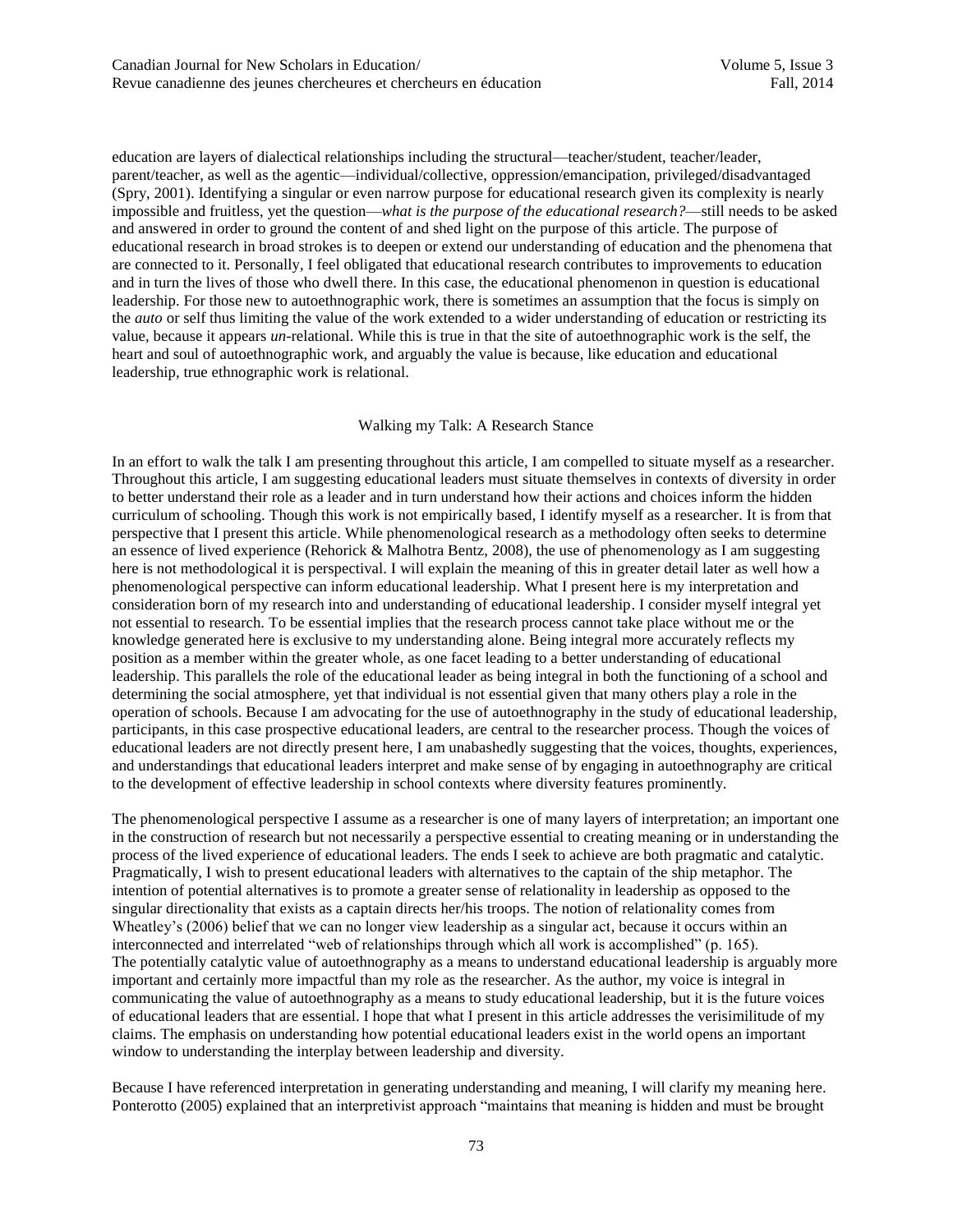education are layers of dialectical relationships including the structural—teacher/student, teacher/leader, parent/teacher, as well as the agentic—individual/collective, oppression/emancipation, privileged/disadvantaged (Spry, 2001). Identifying a singular or even narrow purpose for educational research given its complexity is nearly impossible and fruitless, yet the question—*what is the purpose of the educational research?*—still needs to be asked and answered in order to ground the content of and shed light on the purpose of this article. The purpose of educational research in broad strokes is to deepen or extend our understanding of education and the phenomena that are connected to it. Personally, I feel obligated that educational research contributes to improvements to education and in turn the lives of those who dwell there. In this case, the educational phenomenon in question is educational leadership. For those new to autoethnographic work, there is sometimes an assumption that the focus is simply on the *auto* or self thus limiting the value of the work extended to a wider understanding of education or restricting its value, because it appears *un*-relational. While this is true in that the site of autoethnographic work is the self, the heart and soul of autoethnographic work, and arguably the value is because, like education and educational leadership, true ethnographic work is relational.

## Walking my Talk: A Research Stance

In an effort to walk the talk I am presenting throughout this article, I am compelled to situate myself as a researcher. Throughout this article, I am suggesting educational leaders must situate themselves in contexts of diversity in order to better understand their role as a leader and in turn understand how their actions and choices inform the hidden curriculum of schooling. Though this work is not empirically based, I identify myself as a researcher. It is from that perspective that I present this article. While phenomenological research as a methodology often seeks to determine an essence of lived experience (Rehorick & Malhotra Bentz, 2008), the use of phenomenology as I am suggesting here is not methodological it is perspectival. I will explain the meaning of this in greater detail later as well how a phenomenological perspective can inform educational leadership. What I present here is my interpretation and consideration born of my research into and understanding of educational leadership. I consider myself integral yet not essential to research. To be essential implies that the research process cannot take place without me or the knowledge generated here is exclusive to my understanding alone. Being integral more accurately reflects my position as a member within the greater whole, as one facet leading to a better understanding of educational leadership. This parallels the role of the educational leader as being integral in both the functioning of a school and determining the social atmosphere, yet that individual is not essential given that many others play a role in the operation of schools. Because I am advocating for the use of autoethnography in the study of educational leadership, participants, in this case prospective educational leaders, are central to the researcher process. Though the voices of educational leaders are not directly present here, I am unabashedly suggesting that the voices, thoughts, experiences, and understandings that educational leaders interpret and make sense of by engaging in autoethnography are critical to the development of effective leadership in school contexts where diversity features prominently.

The phenomenological perspective I assume as a researcher is one of many layers of interpretation; an important one in the construction of research but not necessarily a perspective essential to creating meaning or in understanding the process of the lived experience of educational leaders. The ends I seek to achieve are both pragmatic and catalytic. Pragmatically, I wish to present educational leaders with alternatives to the captain of the ship metaphor. The intention of potential alternatives is to promote a greater sense of relationality in leadership as opposed to the singular directionality that exists as a captain directs her/his troops. The notion of relationality comes from Wheatley's (2006) belief that we can no longer view leadership as a singular act, because it occurs within an interconnected and interrelated "web of relationships through which all work is accomplished" (p. 165).
The potentially catalytic value of autoethnography as a means to understand educational leadership is arguably more important and certainly more impactful than my role as the researcher. As the author, my voice is integral in communicating the value of autoethnography as a means to study educational leadership, but it is the future voices of educational leaders that are essential. I hope that what I present in this article addresses the verisimilitude of my claims. The emphasis on understanding how potential educational leaders exist in the world opens an important window to understanding the interplay between leadership and diversity.

Because I have referenced interpretation in generating understanding and meaning, I will clarify my meaning here. Ponterotto (2005) explained that an interpretivist approach "maintains that meaning is hidden and must be brought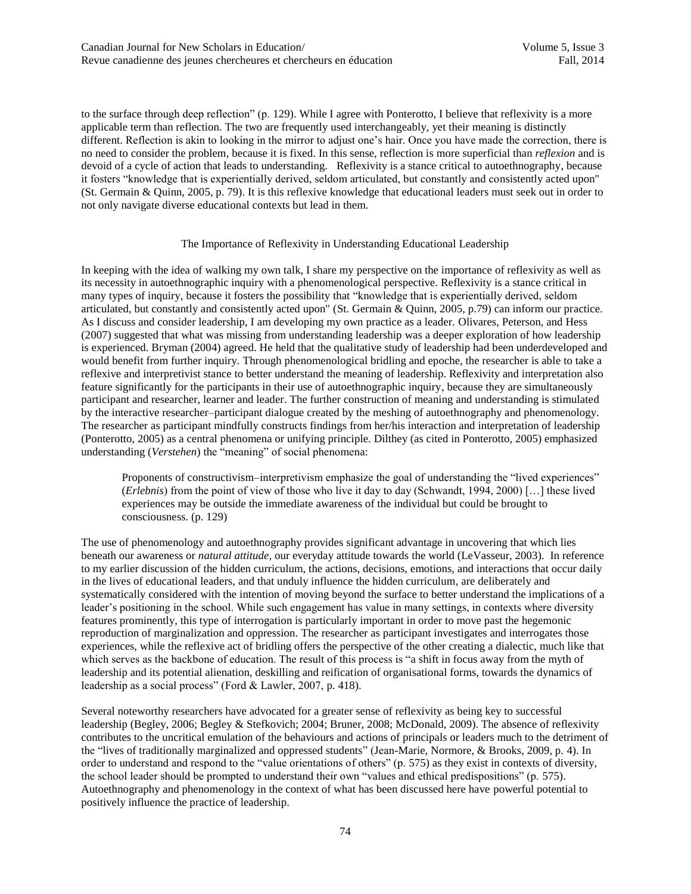to the surface through deep reflection" (p. 129). While I agree with Ponterotto, I believe that reflexivity is a more applicable term than reflection. The two are frequently used interchangeably, yet their meaning is distinctly different. Reflection is akin to looking in the mirror to adjust one's hair. Once you have made the correction, there is no need to consider the problem, because it is fixed. In this sense, reflection is more superficial than *reflexion* and is devoid of a cycle of action that leads to understanding. Reflexivity is a stance critical to autoethnography, because it fosters "knowledge that is experientially derived, seldom articulated, but constantly and consistently acted upon" (St. Germain & Quinn, 2005, p. 79). It is this reflexive knowledge that educational leaders must seek out in order to not only navigate diverse educational contexts but lead in them.

## The Importance of Reflexivity in Understanding Educational Leadership

In keeping with the idea of walking my own talk, I share my perspective on the importance of reflexivity as well as its necessity in autoethnographic inquiry with a phenomenological perspective. Reflexivity is a stance critical in many types of inquiry, because it fosters the possibility that "knowledge that is experientially derived, seldom articulated, but constantly and consistently acted upon" (St. Germain & Quinn, 2005, p.79) can inform our practice. As I discuss and consider leadership, I am developing my own practice as a leader. Olivares, Peterson, and Hess (2007) suggested that what was missing from understanding leadership was a deeper exploration of how leadership is experienced. Bryman (2004) agreed. He held that the qualitative study of leadership had been underdeveloped and would benefit from further inquiry. Through phenomenological bridling and epoche, the researcher is able to take a reflexive and interpretivist stance to better understand the meaning of leadership. Reflexivity and interpretation also feature significantly for the participants in their use of autoethnographic inquiry, because they are simultaneously participant and researcher, learner and leader. The further construction of meaning and understanding is stimulated by the interactive researcher–participant dialogue created by the meshing of autoethnography and phenomenology. The researcher as participant mindfully constructs findings from her/his interaction and interpretation of leadership (Ponterotto, 2005) as a central phenomena or unifying principle. Dilthey (as cited in Ponterotto, 2005) emphasized understanding (*Verstehen*) the "meaning" of social phenomena:

> Proponents of constructivism–interpretivism emphasize the goal of understanding the "lived experiences" (*Erlebnis*) from the point of view of those who live it day to day (Schwandt, 1994, 2000) [...] these lived experiences may be outside the immediate awareness of the individual but could be brought to consciousness. (p. 129)

The use of phenomenology and autoethnography provides significant advantage in uncovering that which lies beneath our awareness or *natural attitude*, our everyday attitude towards the world (LeVasseur, 2003). In reference to my earlier discussion of the hidden curriculum, the actions, decisions, emotions, and interactions that occur daily in the lives of educational leaders, and that unduly influence the hidden curriculum, are deliberately and systematically considered with the intention of moving beyond the surface to better understand the implications of a leader's positioning in the school. While such engagement has value in many settings, in contexts where diversity features prominently, this type of interrogation is particularly important in order to move past the hegemonic reproduction of marginalization and oppression. The researcher as participant investigates and interrogates those experiences, while the reflexive act of bridling offers the perspective of the other creating a dialectic, much like that which serves as the backbone of education. The result of this process is "a shift in focus away from the myth of leadership and its potential alienation, deskilling and reification of organisational forms, towards the dynamics of leadership as a social process" (Ford & Lawler, 2007, p. 418).

Several noteworthy researchers have advocated for a greater sense of reflexivity as being key to successful leadership (Begley, 2006; Begley & Stefkovich; 2004; Bruner, 2008; McDonald, 2009). The absence of reflexivity contributes to the uncritical emulation of the behaviours and actions of principals or leaders much to the detriment of the "lives of traditionally marginalized and oppressed students" (Jean-Marie, Normore, & Brooks, 2009, p. 4). In order to understand and respond to the "value orientations of others" (p. 575) as they exist in contexts of diversity, the school leader should be prompted to understand their own "values and ethical predispositions" (p. 575). Autoethnography and phenomenology in the context of what has been discussed here have powerful potential to positively influence the practice of leadership.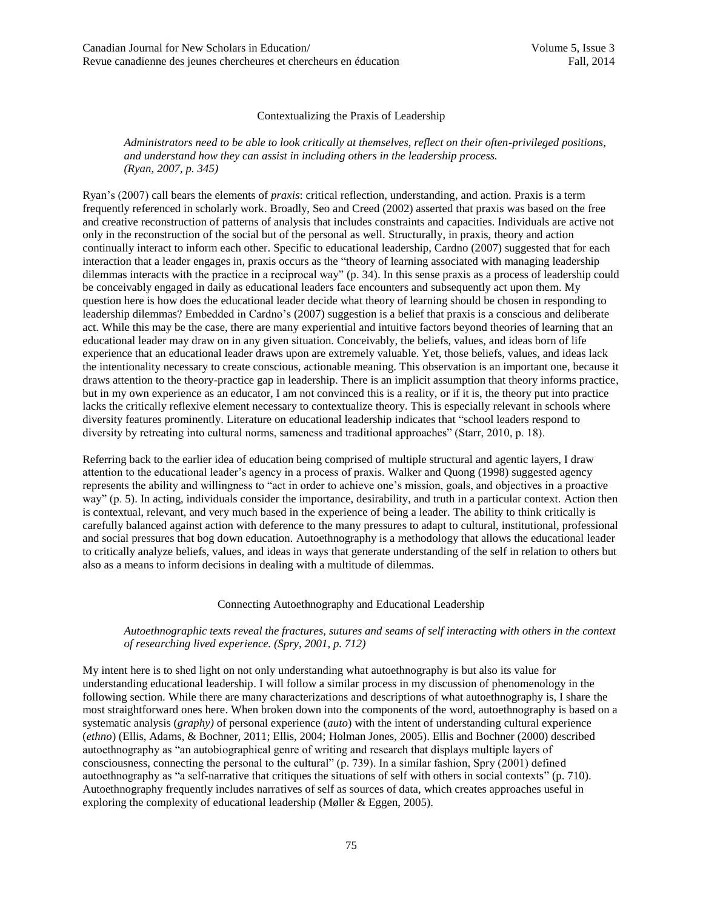## Contextualizing the Praxis of Leadership

> *Administrators need to be able to look critically at themselves, reflect on their often-privileged positions, and understand how they can assist in including others in the leadership process. (Ryan, 2007, p. 345)*

Ryan's (2007) call bears the elements of *praxis*: critical reflection, understanding, and action. Praxis is a term frequently referenced in scholarly work. Broadly, Seo and Creed (2002) asserted that praxis was based on the free and creative reconstruction of patterns of analysis that includes constraints and capacities. Individuals are active not only in the reconstruction of the social but of the personal as well. Structurally, in praxis, theory and action continually interact to inform each other. Specific to educational leadership, Cardno (2007) suggested that for each interaction that a leader engages in, praxis occurs as the "theory of learning associated with managing leadership dilemmas interacts with the practice in a reciprocal way" (p. 34). In this sense praxis as a process of leadership could be conceivably engaged in daily as educational leaders face encounters and subsequently act upon them. My question here is how does the educational leader decide what theory of learning should be chosen in responding to leadership dilemmas? Embedded in Cardno's (2007) suggestion is a belief that praxis is a conscious and deliberate act. While this may be the case, there are many experiential and intuitive factors beyond theories of learning that an educational leader may draw on in any given situation. Conceivably, the beliefs, values, and ideas born of life experience that an educational leader draws upon are extremely valuable. Yet, those beliefs, values, and ideas lack the intentionality necessary to create conscious, actionable meaning. This observation is an important one, because it draws attention to the theory-practice gap in leadership. There is an implicit assumption that theory informs practice, but in my own experience as an educator, I am not convinced this is a reality, or if it is, the theory put into practice lacks the critically reflexive element necessary to contextualize theory. This is especially relevant in schools where diversity features prominently. Literature on educational leadership indicates that "school leaders respond to diversity by retreating into cultural norms, sameness and traditional approaches" (Starr, 2010, p. 18).

Referring back to the earlier idea of education being comprised of multiple structural and agentic layers, I draw attention to the educational leader's agency in a process of praxis. Walker and Quong (1998) suggested agency represents the ability and willingness to "act in order to achieve one's mission, goals, and objectives in a proactive way" (p. 5). In acting, individuals consider the importance, desirability, and truth in a particular context. Action then is contextual, relevant, and very much based in the experience of being a leader. The ability to think critically is carefully balanced against action with deference to the many pressures to adapt to cultural, institutional, professional and social pressures that bog down education. Autoethnography is a methodology that allows the educational leader to critically analyze beliefs, values, and ideas in ways that generate understanding of the self in relation to others but also as a means to inform decisions in dealing with a multitude of dilemmas.

## Connecting Autoethnography and Educational Leadership

> *Autoethnographic texts reveal the fractures, sutures and seams of self interacting with others in the context of researching lived experience. (Spry, 2001, p. 712)*

My intent here is to shed light on not only understanding what autoethnography is but also its value for understanding educational leadership. I will follow a similar process in my discussion of phenomenology in the following section. While there are many characterizations and descriptions of what autoethnography is, I share the most straightforward ones here. When broken down into the components of the word, autoethnography is based on a systematic analysis (*graphy)* of personal experience (*auto*) with the intent of understanding cultural experience (*ethno*) (Ellis, Adams, & Bochner, 2011; Ellis, 2004; Holman Jones, 2005). Ellis and Bochner (2000) described autoethnography as "an autobiographical genre of writing and research that displays multiple layers of consciousness, connecting the personal to the cultural" (p. 739). In a similar fashion, Spry (2001) defined autoethnography as "a self-narrative that critiques the situations of self with others in social contexts" (p. 710). Autoethnography frequently includes narratives of self as sources of data, which creates approaches useful in exploring the complexity of educational leadership (Møller & Eggen, 2005).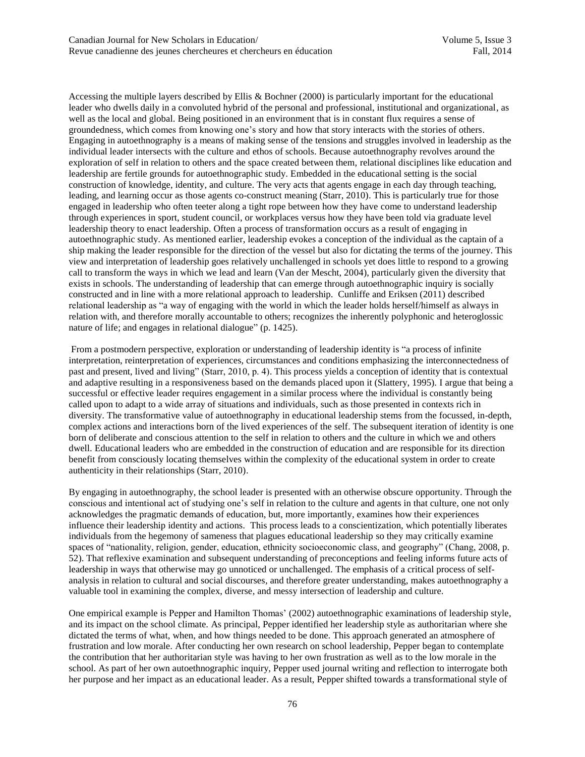Accessing the multiple layers described by Ellis & Bochner (2000) is particularly important for the educational leader who dwells daily in a convoluted hybrid of the personal and professional, institutional and organizational, as well as the local and global. Being positioned in an environment that is in constant flux requires a sense of groundedness, which comes from knowing one's story and how that story interacts with the stories of others. Engaging in autoethnography is a means of making sense of the tensions and struggles involved in leadership as the individual leader intersects with the culture and ethos of schools. Because autoethnography revolves around the exploration of self in relation to others and the space created between them, relational disciplines like education and leadership are fertile grounds for autoethnographic study. Embedded in the educational setting is the social construction of knowledge, identity, and culture. The very acts that agents engage in each day through teaching, leading, and learning occur as those agents co-construct meaning (Starr, 2010). This is particularly true for those engaged in leadership who often teeter along a tight rope between how they have come to understand leadership through experiences in sport, student council, or workplaces versus how they have been told via graduate level leadership theory to enact leadership. Often a process of transformation occurs as a result of engaging in autoethnographic study. As mentioned earlier, leadership evokes a conception of the individual as the captain of a ship making the leader responsible for the direction of the vessel but also for dictating the terms of the journey. This view and interpretation of leadership goes relatively unchallenged in schools yet does little to respond to a growing call to transform the ways in which we lead and learn (Van der Mescht, 2004), particularly given the diversity that exists in schools. The understanding of leadership that can emerge through autoethnographic inquiry is socially constructed and in line with a more relational approach to leadership. Cunliffe and Eriksen (2011) described relational leadership as "a way of engaging with the world in which the leader holds herself/himself as always in relation with, and therefore morally accountable to others; recognizes the inherently polyphonic and heteroglossic nature of life; and engages in relational dialogue" (p. 1425).

From a postmodern perspective, exploration or understanding of leadership identity is "a process of infinite interpretation, reinterpretation of experiences, circumstances and conditions emphasizing the interconnectedness of past and present, lived and living" (Starr, 2010, p. 4). This process yields a conception of identity that is contextual and adaptive resulting in a responsiveness based on the demands placed upon it (Slattery, 1995). I argue that being a successful or effective leader requires engagement in a similar process where the individual is constantly being called upon to adapt to a wide array of situations and individuals, such as those presented in contexts rich in diversity. The transformative value of autoethnography in educational leadership stems from the focussed, in-depth, complex actions and interactions born of the lived experiences of the self. The subsequent iteration of identity is one born of deliberate and conscious attention to the self in relation to others and the culture in which we and others dwell. Educational leaders who are embedded in the construction of education and are responsible for its direction benefit from consciously locating themselves within the complexity of the educational system in order to create authenticity in their relationships (Starr, 2010).

By engaging in autoethnography, the school leader is presented with an otherwise obscure opportunity. Through the conscious and intentional act of studying one's self in relation to the culture and agents in that culture, one not only acknowledges the pragmatic demands of education, but, more importantly, examines how their experiences influence their leadership identity and actions. This process leads to a conscientization, which potentially liberates individuals from the hegemony of sameness that plagues educational leadership so they may critically examine spaces of "nationality, religion, gender, education, ethnicity socioeconomic class, and geography" (Chang, 2008, p. 52). That reflexive examination and subsequent understanding of preconceptions and feeling informs future acts of leadership in ways that otherwise may go unnoticed or unchallenged. The emphasis of a critical process of self-analysis in relation to cultural and social discourses, and therefore greater understanding, makes autoethnography a valuable tool in examining the complex, diverse, and messy intersection of leadership and culture.

One empirical example is Pepper and Hamilton Thomas' (2002) autoethnographic examinations of leadership style, and its impact on the school climate. As principal, Pepper identified her leadership style as authoritarian where she dictated the terms of what, when, and how things needed to be done. This approach generated an atmosphere of frustration and low morale. After conducting her own research on school leadership, Pepper began to contemplate the contribution that her authoritarian style was having to her own frustration as well as to the low morale in the school. As part of her own autoethnographic inquiry, Pepper used journal writing and reflection to interrogate both her purpose and her impact as an educational leader. As a result, Pepper shifted towards a transformational style of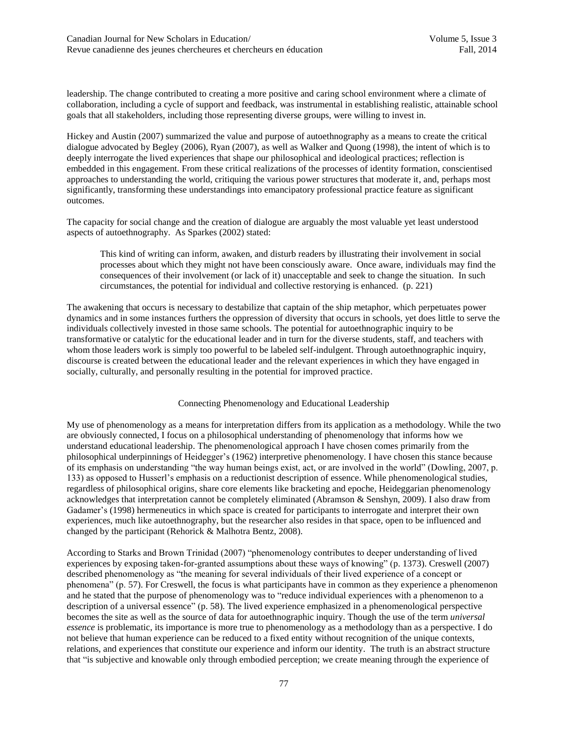leadership. The change contributed to creating a more positive and caring school environment where a climate of collaboration, including a cycle of support and feedback, was instrumental in establishing realistic, attainable school goals that all stakeholders, including those representing diverse groups, were willing to invest in.

Hickey and Austin (2007) summarized the value and purpose of autoethnography as a means to create the critical dialogue advocated by Begley (2006), Ryan (2007), as well as Walker and Quong (1998), the intent of which is to deeply interrogate the lived experiences that shape our philosophical and ideological practices; reflection is embedded in this engagement. From these critical realizations of the processes of identity formation, conscientised approaches to understanding the world, critiquing the various power structures that moderate it, and, perhaps most significantly, transforming these understandings into emancipatory professional practice feature as significant outcomes.

The capacity for social change and the creation of dialogue are arguably the most valuable yet least understood aspects of autoethnography. As Sparkes (2002) stated:

> This kind of writing can inform, awaken, and disturb readers by illustrating their involvement in social processes about which they might not have been consciously aware. Once aware, individuals may find the consequences of their involvement (or lack of it) unacceptable and seek to change the situation. In such circumstances, the potential for individual and collective restorying is enhanced. (p. 221)

The awakening that occurs is necessary to destabilize that captain of the ship metaphor, which perpetuates power dynamics and in some instances furthers the oppression of diversity that occurs in schools, yet does little to serve the individuals collectively invested in those same schools. The potential for autoethnographic inquiry to be transformative or catalytic for the educational leader and in turn for the diverse students, staff, and teachers with whom those leaders work is simply too powerful to be labeled self-indulgent. Through autoethnographic inquiry, discourse is created between the educational leader and the relevant experiences in which they have engaged in socially, culturally, and personally resulting in the potential for improved practice.

## Connecting Phenomenology and Educational Leadership

My use of phenomenology as a means for interpretation differs from its application as a methodology. While the two are obviously connected, I focus on a philosophical understanding of phenomenology that informs how we understand educational leadership. The phenomenological approach I have chosen comes primarily from the philosophical underpinnings of Heidegger's (1962) interpretive phenomenology. I have chosen this stance because of its emphasis on understanding "the way human beings exist, act, or are involved in the world" (Dowling, 2007, p. 133) as opposed to Husserl's emphasis on a reductionist description of essence. While phenomenological studies, regardless of philosophical origins, share core elements like bracketing and epoche, Heideggarian phenomenology acknowledges that interpretation cannot be completely eliminated (Abramson & Senshyn, 2009). I also draw from Gadamer's (1998) hermeneutics in which space is created for participants to interrogate and interpret their own experiences, much like autoethnography, but the researcher also resides in that space, open to be influenced and changed by the participant (Rehorick & Malhotra Bentz, 2008).

According to Starks and Brown Trinidad (2007) "phenomenology contributes to deeper understanding of lived experiences by exposing taken-for-granted assumptions about these ways of knowing" (p. 1373). Creswell (2007) described phenomenology as "the meaning for several individuals of their lived experience of a concept or phenomena" (p. 57). For Creswell, the focus is what participants have in common as they experience a phenomenon and he stated that the purpose of phenomenology was to "reduce individual experiences with a phenomenon to a description of a universal essence" (p. 58). The lived experience emphasized in a phenomenological perspective becomes the site as well as the source of data for autoethnographic inquiry. Though the use of the term *universal essence* is problematic, its importance is more true to phenomenology as a methodology than as a perspective. I do not believe that human experience can be reduced to a fixed entity without recognition of the unique contexts, relations, and experiences that constitute our experience and inform our identity. The truth is an abstract structure that "is subjective and knowable only through embodied perception; we create meaning through the experience of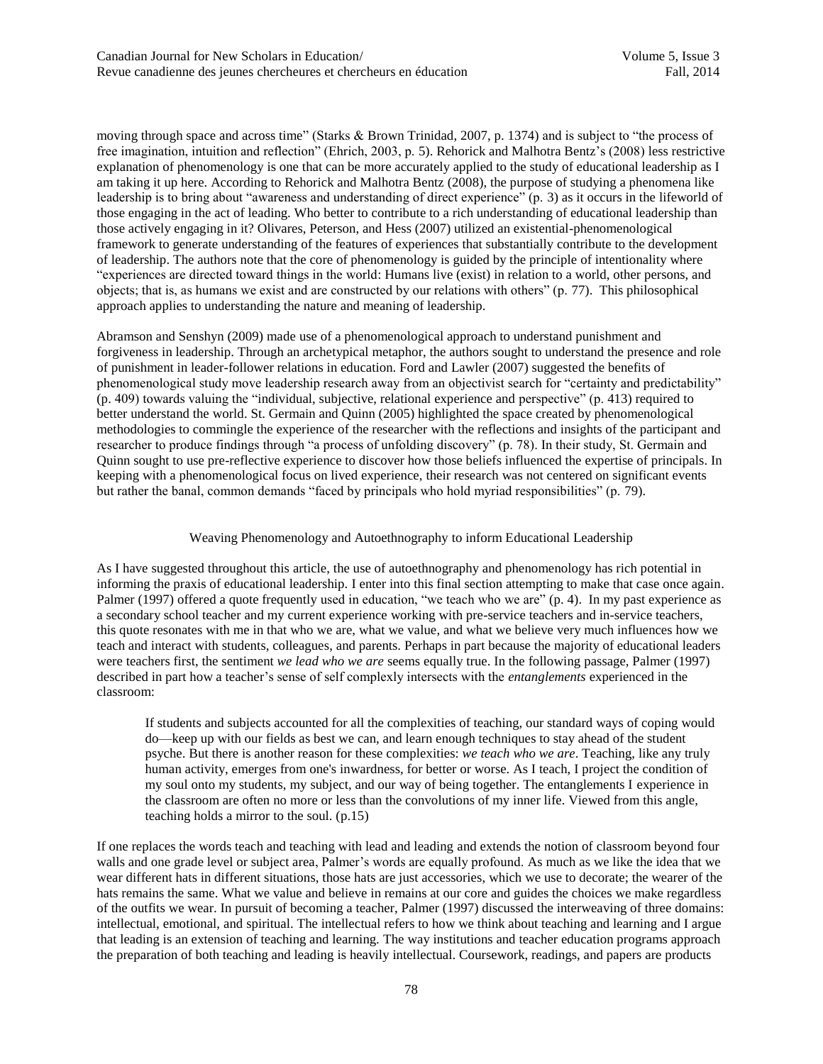moving through space and across time" (Starks & Brown Trinidad, 2007, p. 1374) and is subject to "the process of free imagination, intuition and reflection" (Ehrich, 2003, p. 5). Rehorick and Malhotra Bentz's (2008) less restrictive explanation of phenomenology is one that can be more accurately applied to the study of educational leadership as I am taking it up here. According to Rehorick and Malhotra Bentz (2008), the purpose of studying a phenomena like leadership is to bring about "awareness and understanding of direct experience" (p. 3) as it occurs in the lifeworld of those engaging in the act of leading. Who better to contribute to a rich understanding of educational leadership than those actively engaging in it? Olivares, Peterson, and Hess (2007) utilized an existential-phenomenological framework to generate understanding of the features of experiences that substantially contribute to the development of leadership. The authors note that the core of phenomenology is guided by the principle of intentionality where "experiences are directed toward things in the world: Humans live (exist) in relation to a world, other persons, and objects; that is, as humans we exist and are constructed by our relations with others" (p. 77). This philosophical approach applies to understanding the nature and meaning of leadership.

Abramson and Senshyn (2009) made use of a phenomenological approach to understand punishment and forgiveness in leadership. Through an archetypical metaphor, the authors sought to understand the presence and role of punishment in leader-follower relations in education. Ford and Lawler (2007) suggested the benefits of phenomenological study move leadership research away from an objectivist search for "certainty and predictability" (p. 409) towards valuing the "individual, subjective, relational experience and perspective" (p. 413) required to better understand the world. St. Germain and Quinn (2005) highlighted the space created by phenomenological methodologies to commingle the experience of the researcher with the reflections and insights of the participant and researcher to produce findings through "a process of unfolding discovery" (p. 78). In their study, St. Germain and Quinn sought to use pre-reflective experience to discover how those beliefs influenced the expertise of principals. In keeping with a phenomenological focus on lived experience, their research was not centered on significant events but rather the banal, common demands "faced by principals who hold myriad responsibilities" (p. 79).

## Weaving Phenomenology and Autoethnography to inform Educational Leadership

As I have suggested throughout this article, the use of autoethnography and phenomenology has rich potential in informing the praxis of educational leadership. I enter into this final section attempting to make that case once again. Palmer (1997) offered a quote frequently used in education, "we teach who we are" (p. 4). In my past experience as a secondary school teacher and my current experience working with pre-service teachers and in-service teachers, this quote resonates with me in that who we are, what we value, and what we believe very much influences how we teach and interact with students, colleagues, and parents. Perhaps in part because the majority of educational leaders were teachers first, the sentiment *we lead who we are* seems equally true. In the following passage, Palmer (1997) described in part how a teacher's sense of self complexly intersects with the *entanglements* experienced in the classroom:

> If students and subjects accounted for all the complexities of teaching, our standard ways of coping would do—keep up with our fields as best we can, and learn enough techniques to stay ahead of the student psyche. But there is another reason for these complexities: *we teach who we are*. Teaching, like any truly human activity, emerges from one's inwardness, for better or worse. As I teach, I project the condition of my soul onto my students, my subject, and our way of being together. The entanglements I experience in the classroom are often no more or less than the convolutions of my inner life. Viewed from this angle, teaching holds a mirror to the soul. (p.15)

If one replaces the words teach and teaching with lead and leading and extends the notion of classroom beyond four walls and one grade level or subject area, Palmer's words are equally profound. As much as we like the idea that we wear different hats in different situations, those hats are just accessories, which we use to decorate; the wearer of the hats remains the same. What we value and believe in remains at our core and guides the choices we make regardless of the outfits we wear. In pursuit of becoming a teacher, Palmer (1997) discussed the interweaving of three domains: intellectual, emotional, and spiritual. The intellectual refers to how we think about teaching and learning and I argue that leading is an extension of teaching and learning. The way institutions and teacher education programs approach the preparation of both teaching and leading is heavily intellectual. Coursework, readings, and papers are products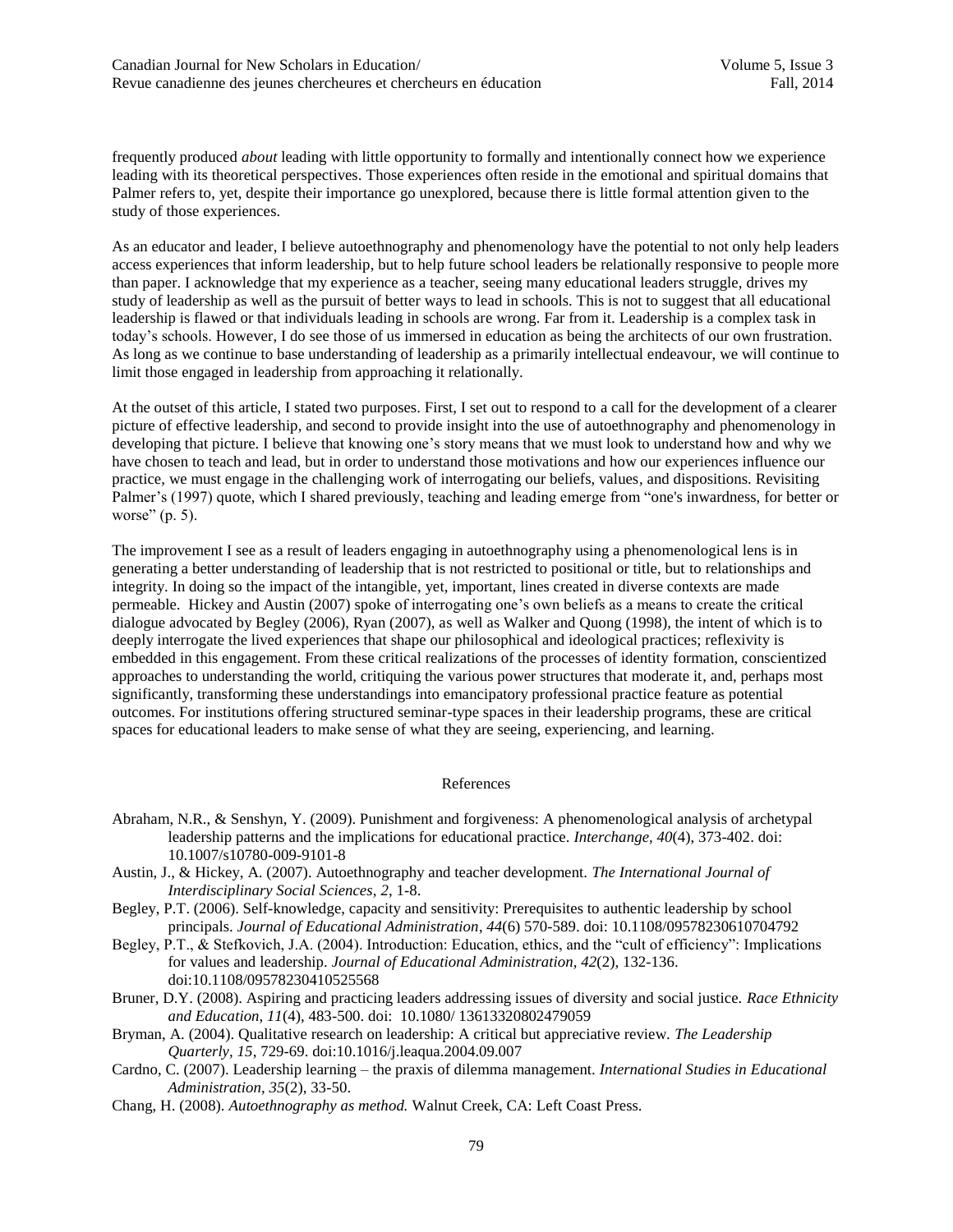frequently produced *about* leading with little opportunity to formally and intentionally connect how we experience leading with its theoretical perspectives. Those experiences often reside in the emotional and spiritual domains that Palmer refers to, yet, despite their importance go unexplored, because there is little formal attention given to the study of those experiences.

As an educator and leader, I believe autoethnography and phenomenology have the potential to not only help leaders access experiences that inform leadership, but to help future school leaders be relationally responsive to people more than paper. I acknowledge that my experience as a teacher, seeing many educational leaders struggle, drives my study of leadership as well as the pursuit of better ways to lead in schools. This is not to suggest that all educational leadership is flawed or that individuals leading in schools are wrong. Far from it. Leadership is a complex task in today's schools. However, I do see those of us immersed in education as being the architects of our own frustration. As long as we continue to base understanding of leadership as a primarily intellectual endeavour, we will continue to limit those engaged in leadership from approaching it relationally.

At the outset of this article, I stated two purposes. First, I set out to respond to a call for the development of a clearer picture of effective leadership, and second to provide insight into the use of autoethnography and phenomenology in developing that picture. I believe that knowing one's story means that we must look to understand how and why we have chosen to teach and lead, but in order to understand those motivations and how our experiences influence our practice, we must engage in the challenging work of interrogating our beliefs, values, and dispositions. Revisiting Palmer's (1997) quote, which I shared previously, teaching and leading emerge from "one's inwardness, for better or worse" (p. 5).

The improvement I see as a result of leaders engaging in autoethnography using a phenomenological lens is in generating a better understanding of leadership that is not restricted to positional or title, but to relationships and integrity. In doing so the impact of the intangible, yet, important, lines created in diverse contexts are made permeable. Hickey and Austin (2007) spoke of interrogating one's own beliefs as a means to create the critical dialogue advocated by Begley (2006), Ryan (2007), as well as Walker and Quong (1998), the intent of which is to deeply interrogate the lived experiences that shape our philosophical and ideological practices; reflexivity is embedded in this engagement. From these critical realizations of the processes of identity formation, conscientized approaches to understanding the world, critiquing the various power structures that moderate it, and, perhaps most significantly, transforming these understandings into emancipatory professional practice feature as potential outcomes. For institutions offering structured seminar-type spaces in their leadership programs, these are critical spaces for educational leaders to make sense of what they are seeing, experiencing, and learning.

## References

Abraham, N.R., & Senshyn, Y. (2009). Punishment and forgiveness: A phenomenological analysis of archetypal leadership patterns and the implications for educational practice. *Interchange, 40*(4), 373-402. doi: 10.1007/s10780-009-9101-8

Austin, J., & Hickey, A. (2007). Autoethnography and teacher development. *The International Journal of Interdisciplinary Social Sciences, 2*, 1-8.

Begley, P.T. (2006). Self-knowledge, capacity and sensitivity: Prerequisites to authentic leadership by school principals. *Journal of Educational Administration, 44*(6) 570-589. doi: 10.1108/09578230610704792

Begley, P.T., & Stefkovich, J.A. (2004). Introduction: Education, ethics, and the "cult of efficiency": Implications for values and leadership. *Journal of Educational Administration, 42*(2), 132-136. doi:10.1108/09578230410525568

Bruner, D.Y. (2008). Aspiring and practicing leaders addressing issues of diversity and social justice. *Race Ethnicity and Education, 11*(4), 483-500. doi: 10.1080/ 13613320802479059

Bryman, A. (2004). Qualitative research on leadership: A critical but appreciative review. *The Leadership Quarterly, 15*, 729-69. doi:10.1016/j.leaqua.2004.09.007

Cardno, C. (2007). Leadership learning – the praxis of dilemma management. *International Studies in Educational Administration, 35*(2), 33-50.

Chang, H. (2008). *Autoethnography as method.* Walnut Creek, CA: Left Coast Press.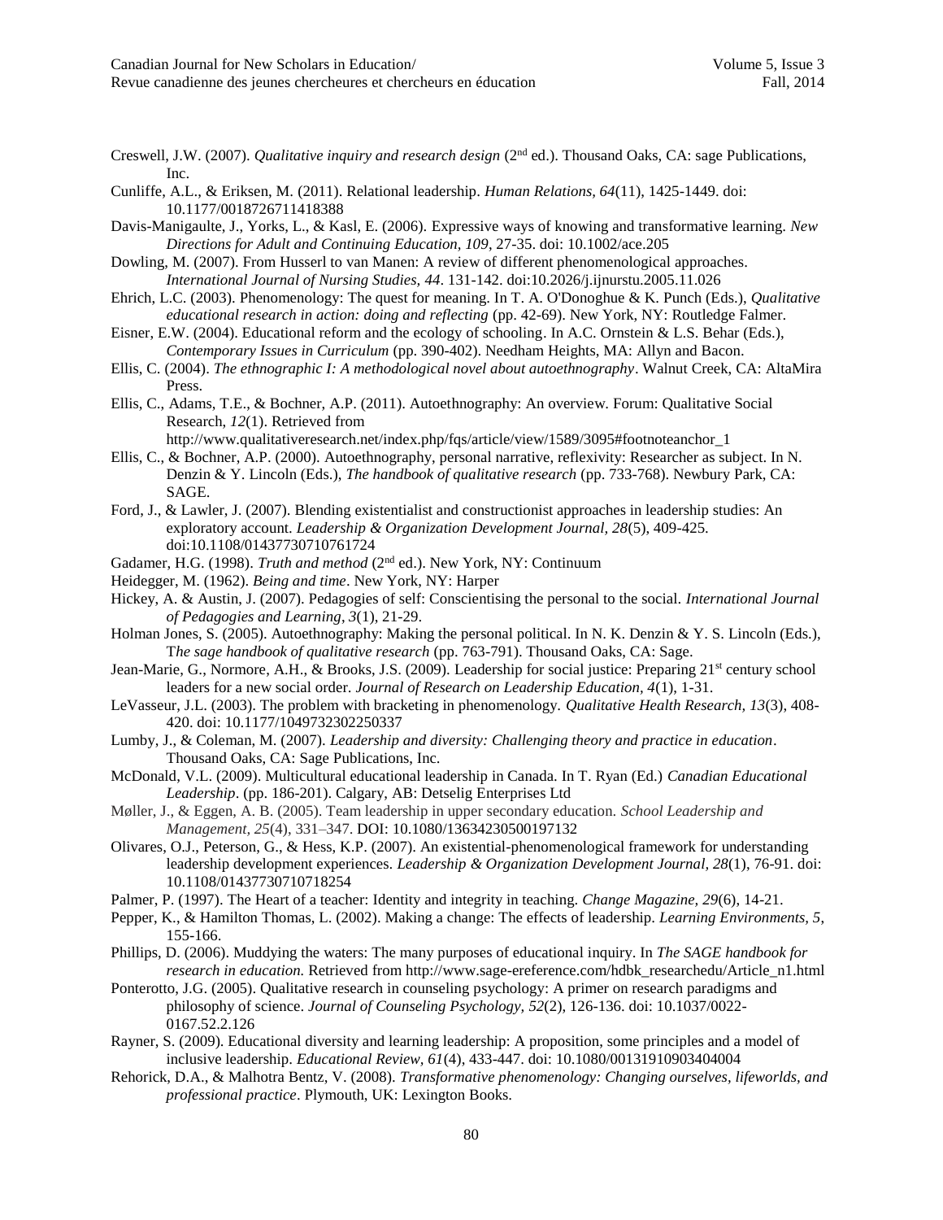Creswell, J.W. (2007). *Qualitative inquiry and research design* (2nd ed.). Thousand Oaks, CA: sage Publications, Inc.

Cunliffe, A.L., & Eriksen, M. (2011). Relational leadership. *Human Relations, 64*(11), 1425-1449. doi: 10.1177/0018726711418388

Davis-Manigaulte, J., Yorks, L., & Kasl, E. (2006). Expressive ways of knowing and transformative learning. *New Directions for Adult and Continuing Education, 109*, 27-35. doi: 10.1002/ace.205

Dowling, M. (2007). From Husserl to van Manen: A review of different phenomenological approaches. *International Journal of Nursing Studies, 44*. 131-142. doi:10.2026/j.ijnurstu.2005.11.026

Ehrich, L.C. (2003). Phenomenology: The quest for meaning. In T. A. O'Donoghue & K. Punch (Eds.), *Qualitative educational research in action: doing and reflecting* (pp. 42-69). New York, NY: Routledge Falmer.

Eisner, E.W. (2004). Educational reform and the ecology of schooling. In A.C. Ornstein & L.S. Behar (Eds.), *Contemporary Issues in Curriculum* (pp. 390-402). Needham Heights, MA: Allyn and Bacon.

Ellis, C. (2004). *The ethnographic I: A methodological novel about autoethnography*. Walnut Creek, CA: AltaMira Press.

Ellis, C., Adams, T.E., & Bochner, A.P. (2011). Autoethnography: An overview. Forum: Qualitative Social Research, *12*(1). Retrieved from http://www.qualitativeresearch.net/index.php/fqs/article/view/1589/3095#footnoteanchor_1

Ellis, C., & Bochner, A.P. (2000). Autoethnography, personal narrative, reflexivity: Researcher as subject. In N. Denzin & Y. Lincoln (Eds.), *The handbook of qualitative research* (pp. 733-768). Newbury Park, CA: SAGE.

Ford, J., & Lawler, J. (2007). Blending existentialist and constructionist approaches in leadership studies: An exploratory account. *Leadership & Organization Development Journal, 28*(5), 409-425. doi:10.1108/01437730710761724

Gadamer, H.G. (1998). *Truth and method* (2nd ed.). New York, NY: Continuum

Heidegger, M. (1962). *Being and time*. New York, NY: Harper

Hickey, A. & Austin, J. (2007). Pedagogies of self: Conscientising the personal to the social. *International Journal of Pedagogies and Learning*, *3*(1), 21-29.

Holman Jones, S. (2005). Autoethnography: Making the personal political. In N. K. Denzin & Y. S. Lincoln (Eds.), T*he sage handbook of qualitative research* (pp. 763-791). Thousand Oaks, CA: Sage.

Jean-Marie, G., Normore, A.H., & Brooks, J.S. (2009). Leadership for social justice: Preparing 21st century school leaders for a new social order. *Journal of Research on Leadership Education, 4*(1), 1-31.

LeVasseur, J.L. (2003). The problem with bracketing in phenomenology. *Qualitative Health Research, 13*(3), 408-420. doi: 10.1177/1049732302250337

Lumby, J., & Coleman, M. (2007). *Leadership and diversity: Challenging theory and practice in education*. Thousand Oaks, CA: Sage Publications, Inc.

McDonald, V.L. (2009). Multicultural educational leadership in Canada. In T. Ryan (Ed.) *Canadian Educational Leadership*. (pp. 186-201). Calgary, AB: Detselig Enterprises Ltd

Møller, J., & Eggen, A. B. (2005). Team leadership in upper secondary education. *School Leadership and Management, 25*(4), 331–347. DOI: 10.1080/13634230500197132

Olivares, O.J., Peterson, G., & Hess, K.P. (2007). An existential-phenomenological framework for understanding leadership development experiences. *Leadership & Organization Development Journal, 28*(1), 76-91. doi: 10.1108/01437730710718254

Palmer, P. (1997). The Heart of a teacher: Identity and integrity in teaching. *Change Magazine, 29*(6), 14-21.

Pepper, K., & Hamilton Thomas, L. (2002). Making a change: The effects of leadership. *Learning Environments, 5*, 155-166.

Phillips, D. (2006). Muddying the waters: The many purposes of educational inquiry. In *The SAGE handbook for research in education.* Retrieved from http://www.sage-ereference.com/hdbk_researchedu/Article_n1.html

Ponterotto, J.G. (2005). Qualitative research in counseling psychology: A primer on research paradigms and philosophy of science. *Journal of Counseling Psychology, 52*(2), 126-136. doi: 10.1037/0022-0167.52.2.126

Rayner, S. (2009). Educational diversity and learning leadership: A proposition, some principles and a model of inclusive leadership. *Educational Review, 61*(4), 433-447. doi: 10.1080/00131910903404004

Rehorick, D.A., & Malhotra Bentz, V. (2008). *Transformative phenomenology: Changing ourselves, lifeworlds, and professional practice*. Plymouth, UK: Lexington Books.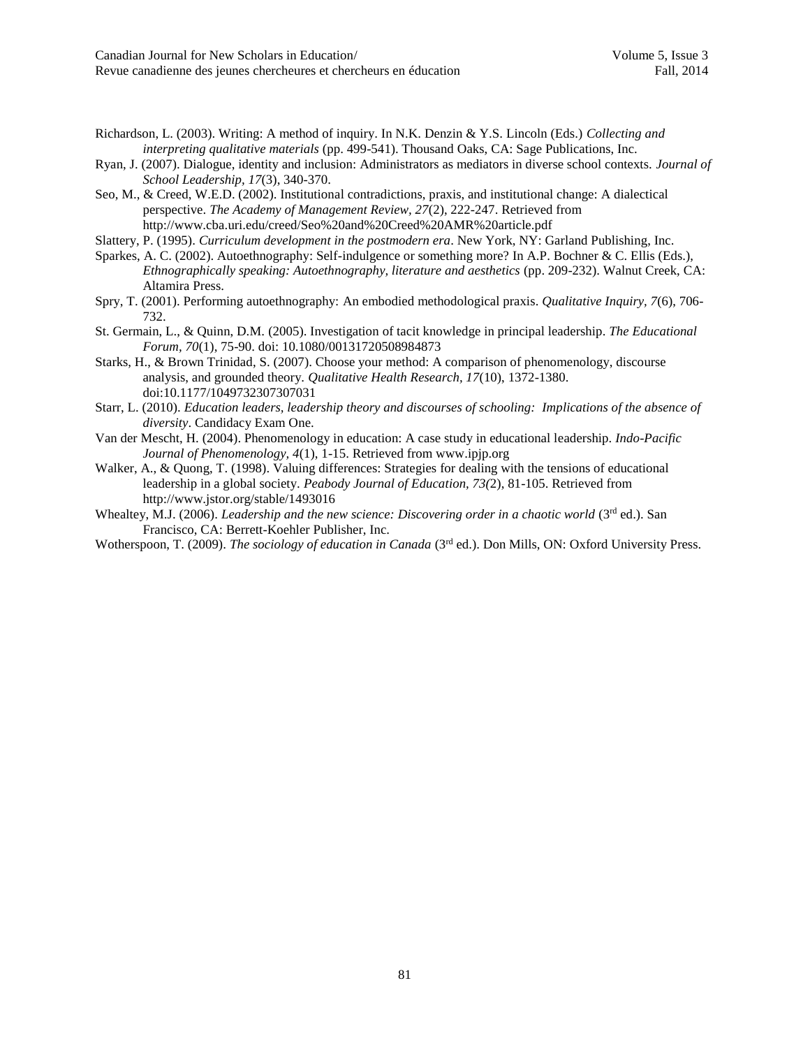Richardson, L. (2003). Writing: A method of inquiry. In N.K. Denzin & Y.S. Lincoln (Eds.) *Collecting and interpreting qualitative materials* (pp. 499-541). Thousand Oaks, CA: Sage Publications, Inc.

Ryan, J. (2007). Dialogue, identity and inclusion: Administrators as mediators in diverse school contexts. *Journal of School Leadership*, *17*(3), 340-370.

Seo, M., & Creed, W.E.D. (2002). Institutional contradictions, praxis, and institutional change: A dialectical perspective. *The Academy of Management Review, 27*(2), 222-247. Retrieved from http://www.cba.uri.edu/creed/Seo%20and%20Creed%20AMR%20article.pdf

Slattery, P. (1995). *Curriculum development in the postmodern era*. New York, NY: Garland Publishing, Inc.

Sparkes, A. C. (2002). Autoethnography: Self-indulgence or something more? In A.P. Bochner & C. Ellis (Eds.), *Ethnographically speaking: Autoethnography, literature and aesthetics* (pp. 209-232). Walnut Creek, CA: Altamira Press.

Spry, T. (2001). Performing autoethnography: An embodied methodological praxis. *Qualitative Inquiry, 7*(6), 706-732.

St. Germain, L., & Quinn, D.M. (2005). Investigation of tacit knowledge in principal leadership. *The Educational Forum, 70*(1), 75-90. doi: 10.1080/00131720508984873

Starks, H., & Brown Trinidad, S. (2007). Choose your method: A comparison of phenomenology, discourse analysis, and grounded theory. *Qualitative Health Research, 17*(10), 1372-1380. doi:10.1177/1049732307307031

Starr, L. (2010). *Education leaders, leadership theory and discourses of schooling: Implications of the absence of diversity*. Candidacy Exam One.

Van der Mescht, H. (2004). Phenomenology in education: A case study in educational leadership. *Indo-Pacific Journal of Phenomenology, 4*(1), 1-15. Retrieved from www.ipjp.org

Walker, A., & Quong, T. (1998). Valuing differences: Strategies for dealing with the tensions of educational leadership in a global society. *Peabody Journal of Education, 73(*2), 81-105. Retrieved from http://www.jstor.org/stable/1493016

Whealtey, M.J. (2006). *Leadership and the new science: Discovering order in a chaotic world* (3rd ed.). San Francisco, CA: Berrett-Koehler Publisher, Inc.

Wotherspoon, T. (2009). *The sociology of education in Canada* (3rd ed.). Don Mills, ON: Oxford University Press.